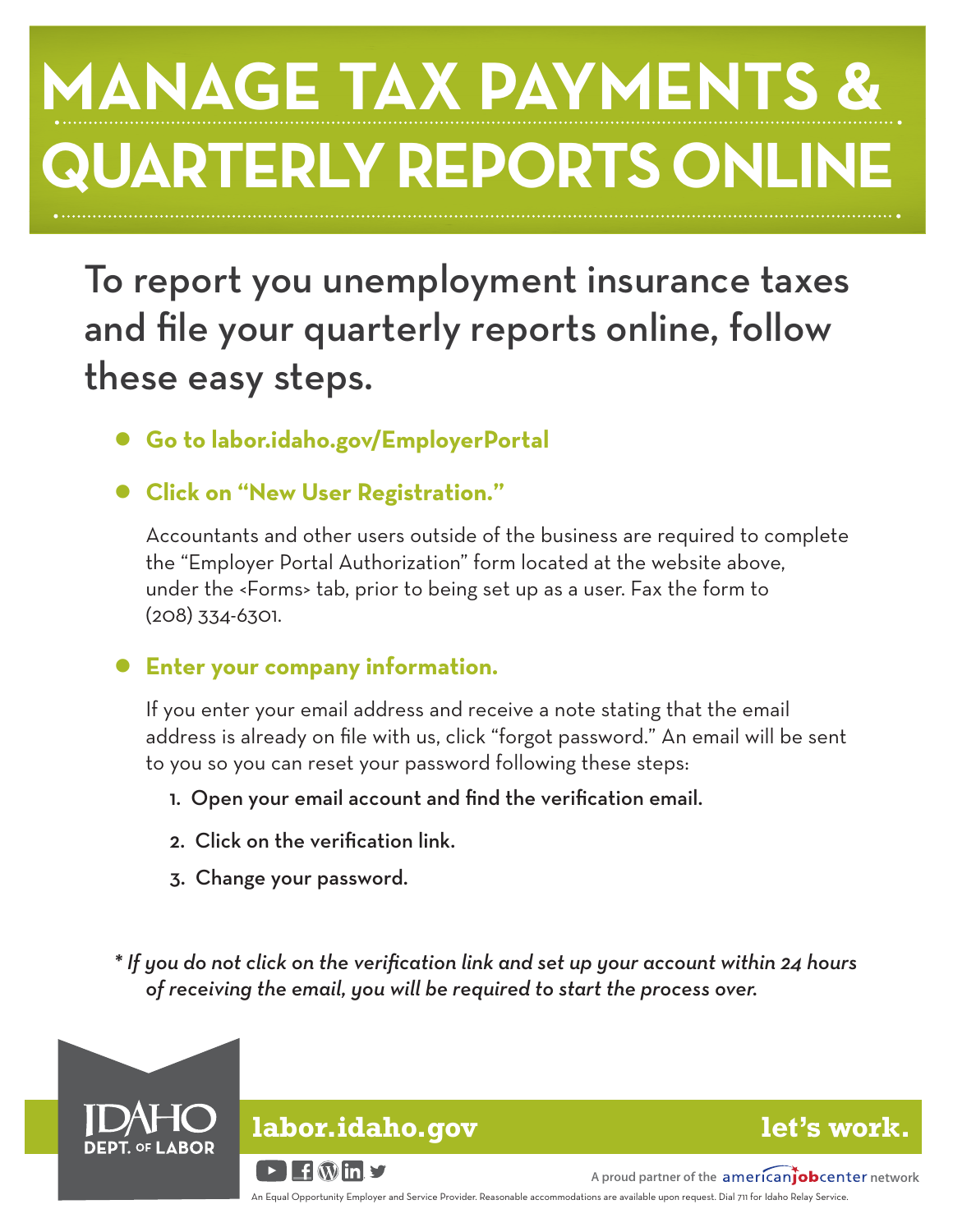# MANAGE TAX PAYMENTS & QUARTERLY REPORTS ONLINE

## To report you unemployment insurance taxes and file your quarterly reports online, follow these easy steps.

- **Go to labor.idaho.gov/EmployerPortal**
- **Click on "New User Registration."**

  Accountants and other users outside of the business are required to complete the "Employer Portal Authorization" form located at the website above, under the <Forms> tab, prior to being set up as a user. Fax the form to (208) 334-6301.

- **Enter your company information.**

  If you enter your email address and receive a note stating that the email address is already on file with us, click "forgot password." An email will be sent to you so you can reset your password following these steps:

  1. Open your email account and find the verification email.
  2. Click on the verification link.
  3. Change your password.

*\* If you do not click on the verification link and set up your account within 24 hours of receiving the email, you will be required to start the process over.*

IDAHO DEPT. OF LABOR

**labor.idaho.gov** **let's work.**

A proud partner of the americanjobcenter network

An Equal Opportunity Employer and Service Provider. Reasonable accommodations are available upon request. Dial 711 for Idaho Relay Service.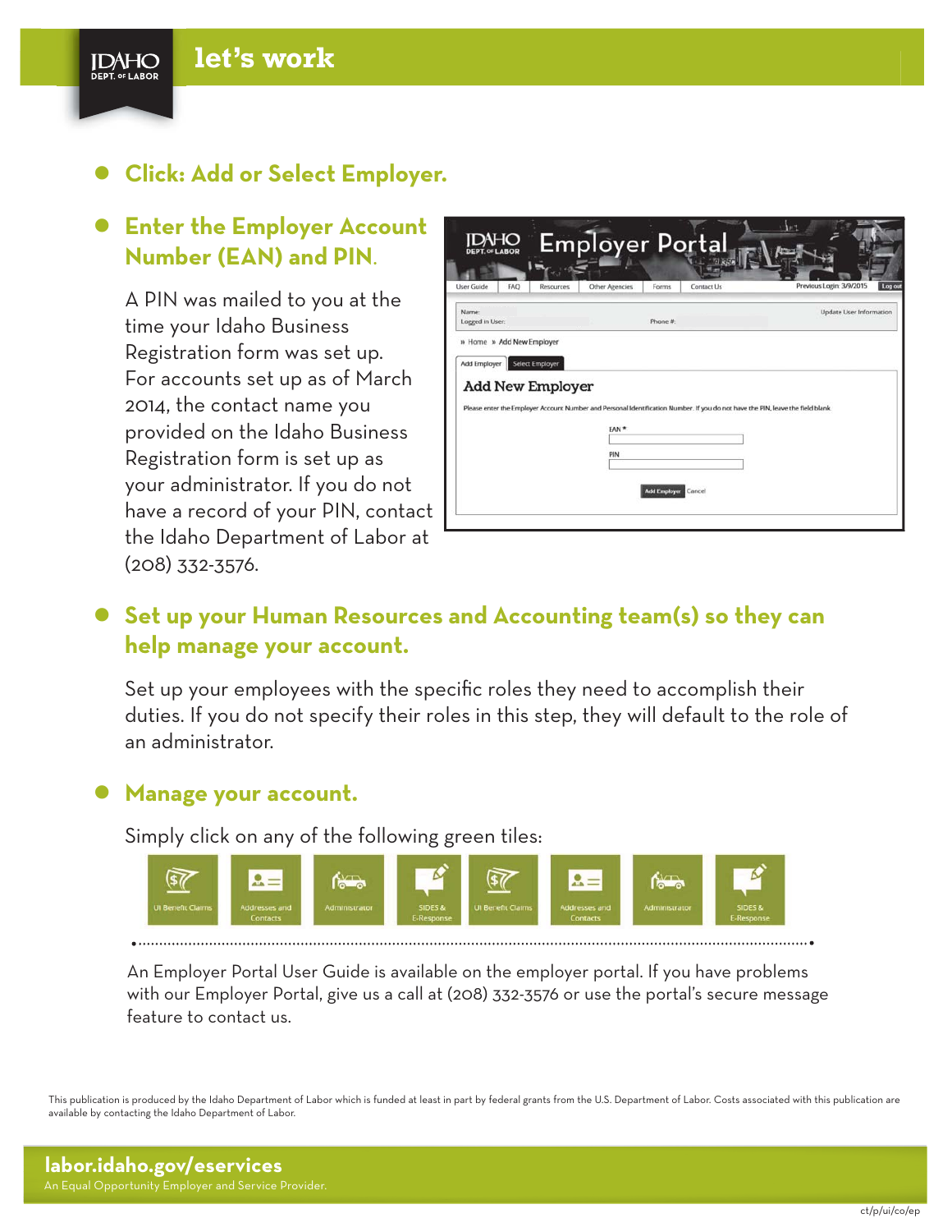- **Click: Add or Select Employer.**

- **Enter the Employer Account Number (EAN) and PIN.**

  A PIN was mailed to you at the time your Idaho Business Registration form was set up. For accounts set up as of March 2014, the contact name you provided on the Idaho Business Registration form is set up as your administrator. If you do not have a record of your PIN, contact the Idaho Department of Labor at (208) 332-3576.

- **Set up your Human Resources and Accounting team(s) so they can help manage your account.**

  Set up your employees with the specific roles they need to accomplish their duties. If you do not specify their roles in this step, they will default to the role of an administrator.

- **Manage your account.**

  Simply click on any of the following green tiles:

UI Benefit Claims | Addresses and Contacts | Administrator | SIDES & E-Response | UI Benefit Claims | Addresses and Contacts | Administrator | SIDES & E-Response

An Employer Portal User Guide is available on the employer portal. If you have problems with our Employer Portal, give us a call at (208) 332-3576 or use the portal's secure message feature to contact us.

This publication is produced by the Idaho Department of Labor which is funded at least in part by federal grants from the U.S. Department of Labor. Costs associated with this publication are available by contacting the Idaho Department of Labor.

**labor.idaho.gov/eservices**

An Equal Opportunity Employer and Service Provider.

ct/p/ui/co/ep